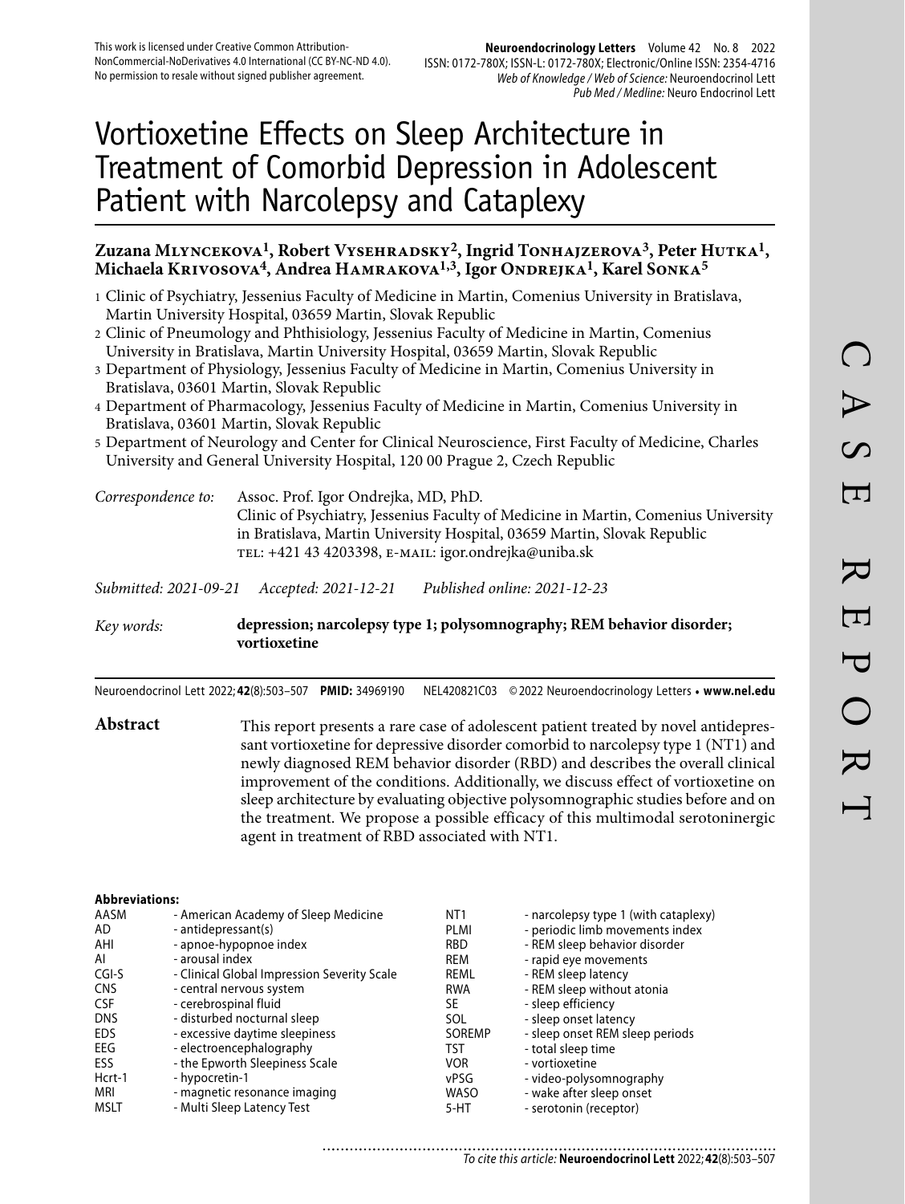This work is licensed under Creative Common Attribution-NonCommercial-NoDerivatives 4.0 International (CC BY-NC-ND 4.0). No permission to resale without signed publisher agreement.

# Vortioxetine Effects on Sleep Architecture in Treatment of Comorbid Depression in Adolescent Patient with Narcolepsy and Cataplexy

**Zuzana Mlyncekova[1], Robert Vysehradsky[2], Ingrid Tonhajzerova[3], Peter Hutka[1], Michaela Krivosova[4], Andrea Hamrakova[1,3], Igor Ondrejka[1], Karel Sonka[5]**

1 Clinic of Psychiatry, Jessenius Faculty of Medicine in Martin, Comenius University in Bratislava, Martin University Hospital, 03659 Martin, Slovak Republic
2 Clinic of Pneumology and Phthisiology, Jessenius Faculty of Medicine in Martin, Comenius University in Bratislava, Martin University Hospital, 03659 Martin, Slovak Republic
3 Department of Physiology, Jessenius Faculty of Medicine in Martin, Comenius University in Bratislava, 03601 Martin, Slovak Republic
4 Department of Pharmacology, Jessenius Faculty of Medicine in Martin, Comenius University in Bratislava, 03601 Martin, Slovak Republic
5 Department of Neurology and Center for Clinical Neuroscience, First Faculty of Medicine, Charles University and General University Hospital, 120 00 Prague 2, Czech Republic

*Correspondence to:* Assoc. Prof. Igor Ondrejka, MD, PhD.
Clinic of Psychiatry, Jessenius Faculty of Medicine in Martin, Comenius University in Bratislava, Martin University Hospital, 03659 Martin, Slovak Republic
tel: +421 43 4203398, e-mail: igor.ondrejka@uniba.sk

*Submitted: 2021-09-21* *Accepted: 2021-12-21* *Published online: 2021-12-23*

*Key words:* **depression; narcolepsy type 1; polysomnography; REM behavior disorder; vortioxetine**

Neuroendocrinol Lett 2022; **42**(8):503–507 **PMID:** 34969190 NEL420821C03 © 2022 Neuroendocrinology Letters • **www.nel.edu**

**Abstract** This report presents a rare case of adolescent patient treated by novel antidepressant vortioxetine for depressive disorder comorbid to narcolepsy type 1 (NT1) and newly diagnosed REM behavior disorder (RBD) and describes the overall clinical improvement of the conditions. Additionally, we discuss effect of vortioxetine on sleep architecture by evaluating objective polysomnographic studies before and on the treatment. We propose a possible efficacy of this multimodal serotoninergic agent in treatment of RBD associated with NT1.

**Abbreviations:**

| | |
|---|---|
| AASM | - American Academy of Sleep Medicine |
| AD | - antidepressant(s) |
| AHI | - apnoe-hypopnoe index |
| AI | - arousal index |
| CGI-S | - Clinical Global Impression Severity Scale |
| CNS | - central nervous system |
| CSF | - cerebrospinal fluid |
| DNS | - disturbed nocturnal sleep |
| EDS | - excessive daytime sleepiness |
| EEG | - electroencephalography |
| ESS | - the Epworth Sleepiness Scale |
| Hcrt-1 | - hypocretin-1 |
| MRI | - magnetic resonance imaging |
| MSLT | - Multi Sleep Latency Test |
| NT1 | - narcolepsy type 1 (with cataplexy) |
| PLMI | - periodic limb movements index |
| RBD | - REM sleep behavior disorder |
| REM | - rapid eye movements |
| REML | - REM sleep latency |
| RWA | - REM sleep without atonia |
| SE | - sleep efficiency |
| SOL | - sleep onset latency |
| SOREMP | - sleep onset REM sleep periods |
| TST | - total sleep time |
| VOR | - vortioxetine |
| vPSG | - video-polysomnography |
| WASO | - wake after sleep onset |
| 5-HT | - serotonin (receptor) |

*To cite this article:* **Neuroendocrinol Lett** 2022; **42**(8):503–507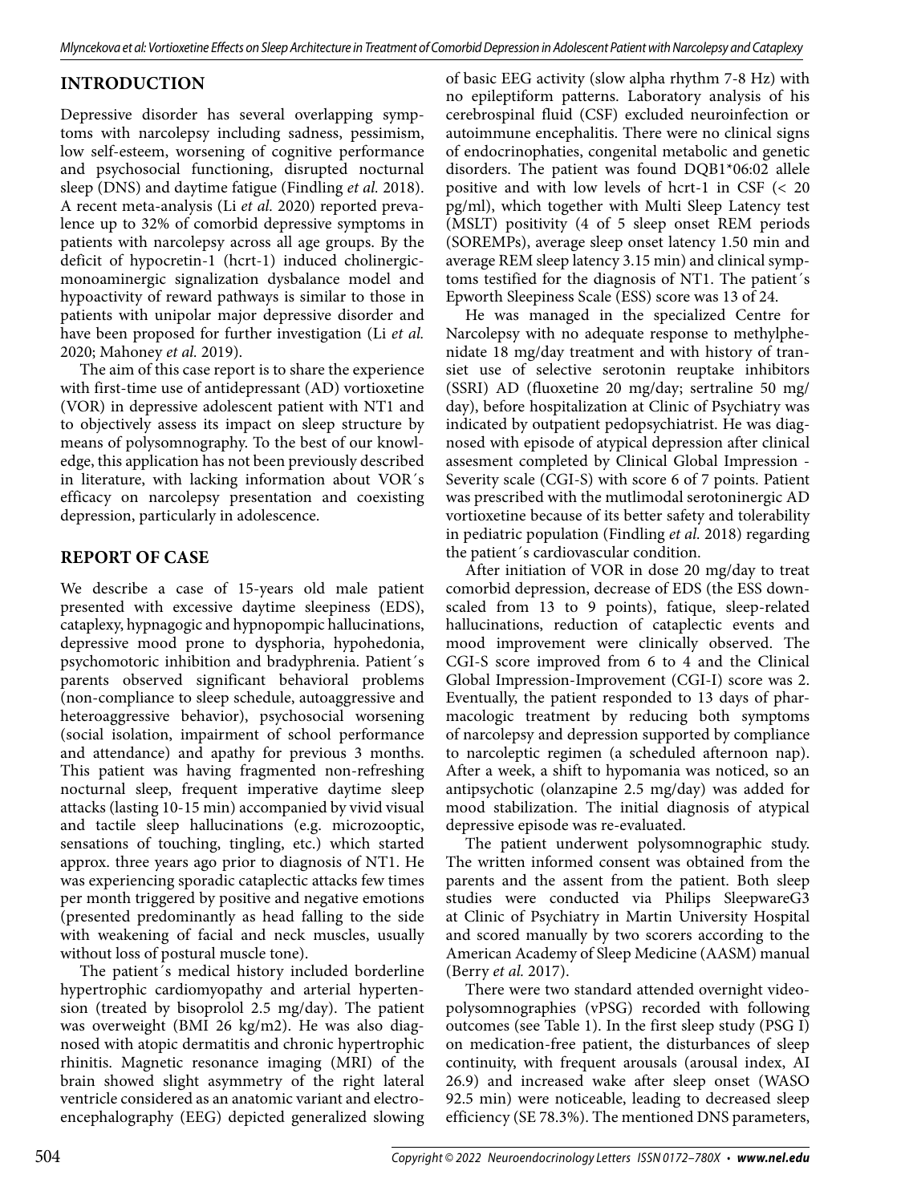## INTRODUCTION

Depressive disorder has several overlapping symptoms with narcolepsy including sadness, pessimism, low self-esteem, worsening of cognitive performance and psychosocial functioning, disrupted nocturnal sleep (DNS) and daytime fatigue (Findling *et al.* 2018). A recent meta-analysis (Li *et al.* 2020) reported prevalence up to 32% of comorbid depressive symptoms in patients with narcolepsy across all age groups. By the deficit of hypocretin-1 (hcrt-1) induced cholinergic-monoaminergic signalization dysbalance model and hypoactivity of reward pathways is similar to those in patients with unipolar major depressive disorder and have been proposed for further investigation (Li *et al.* 2020; Mahoney *et al.* 2019).

The aim of this case report is to share the experience with first-time use of antidepressant (AD) vortioxetine (VOR) in depressive adolescent patient with NT1 and to objectively assess its impact on sleep structure by means of polysomnography. To the best of our knowledge, this application has not been previously described in literature, with lacking information about VOR´s efficacy on narcolepsy presentation and coexisting depression, particularly in adolescence.

## REPORT OF CASE

We describe a case of 15-years old male patient presented with excessive daytime sleepiness (EDS), cataplexy, hypnagogic and hypnopompic hallucinations, depressive mood prone to dysphoria, hypohedonia, psychomotoric inhibition and bradyphrenia. Patient´s parents observed significant behavioral problems (non-compliance to sleep schedule, autoaggressive and heteroaggressive behavior), psychosocial worsening (social isolation, impairment of school performance and attendance) and apathy for previous 3 months. This patient was having fragmented non-refreshing nocturnal sleep, frequent imperative daytime sleep attacks (lasting 10-15 min) accompanied by vivid visual and tactile sleep hallucinations (e.g. microzooptic, sensations of touching, tingling, etc.) which started approx. three years ago prior to diagnosis of NT1. He was experiencing sporadic cataplectic attacks few times per month triggered by positive and negative emotions (presented predominantly as head falling to the side with weakening of facial and neck muscles, usually without loss of postural muscle tone).

The patient´s medical history included borderline hypertrophic cardiomyopathy and arterial hypertension (treated by bisoprolol 2.5 mg/day). The patient was overweight (BMI 26 kg/m2). He was also diagnosed with atopic dermatitis and chronic hypertrophic rhinitis. Magnetic resonance imaging (MRI) of the brain showed slight asymmetry of the right lateral ventricle considered as an anatomic variant and electroencephalography (EEG) depicted generalized slowing of basic EEG activity (slow alpha rhythm 7-8 Hz) with no epileptiform patterns. Laboratory analysis of his cerebrospinal fluid (CSF) excluded neuroinfection or autoimmune encephalitis. There were no clinical signs of endocrinophaties, congenital metabolic and genetic disorders. The patient was found DQB1*06:02 allele positive and with low levels of hcrt-1 in CSF (< 20 pg/ml), which together with Multi Sleep Latency test (MSLT) positivity (4 of 5 sleep onset REM periods (SOREMPs), average sleep onset latency 1.50 min and average REM sleep latency 3.15 min) and clinical symptoms testified for the diagnosis of NT1. The patient´s Epworth Sleepiness Scale (ESS) score was 13 of 24.

He was managed in the specialized Centre for Narcolepsy with no adequate response to methylphenidate 18 mg/day treatment and with history of transiet use of selective serotonin reuptake inhibitors (SSRI) AD (fluoxetine 20 mg/day; sertraline 50 mg/day), before hospitalization at Clinic of Psychiatry was indicated by outpatient pedopsychiatrist. He was diagnosed with episode of atypical depression after clinical assesment completed by Clinical Global Impression - Severity scale (CGI-S) with score 6 of 7 points. Patient was prescribed with the mutlimodal serotoninergic AD vortioxetine because of its better safety and tolerability in pediatric population (Findling *et al.* 2018) regarding the patient´s cardiovascular condition.

After initiation of VOR in dose 20 mg/day to treat comorbid depression, decrease of EDS (the ESS downscaled from 13 to 9 points), fatique, sleep-related hallucinations, reduction of cataplectic events and mood improvement were clinically observed. The CGI-S score improved from 6 to 4 and the Clinical Global Impression-Improvement (CGI-I) score was 2. Eventually, the patient responded to 13 days of pharmacologic treatment by reducing both symptoms of narcolepsy and depression supported by compliance to narcoleptic regimen (a scheduled afternoon nap). After a week, a shift to hypomania was noticed, so an antipsychotic (olanzapine 2.5 mg/day) was added for mood stabilization. The initial diagnosis of atypical depressive episode was re-evaluated.

The patient underwent polysomnographic study. The written informed consent was obtained from the parents and the assent from the patient. Both sleep studies were conducted via Philips SleepwareG3 at Clinic of Psychiatry in Martin University Hospital and scored manually by two scorers according to the American Academy of Sleep Medicine (AASM) manual (Berry *et al.* 2017).

There were two standard attended overnight video-polysomnographies (vPSG) recorded with following outcomes (see Table 1). In the first sleep study (PSG I) on medication-free patient, the disturbances of sleep continuity, with frequent arousals (arousal index, AI 26.9) and increased wake after sleep onset (WASO 92.5 min) were noticeable, leading to decreased sleep efficiency (SE 78.3%). The mentioned DNS parameters,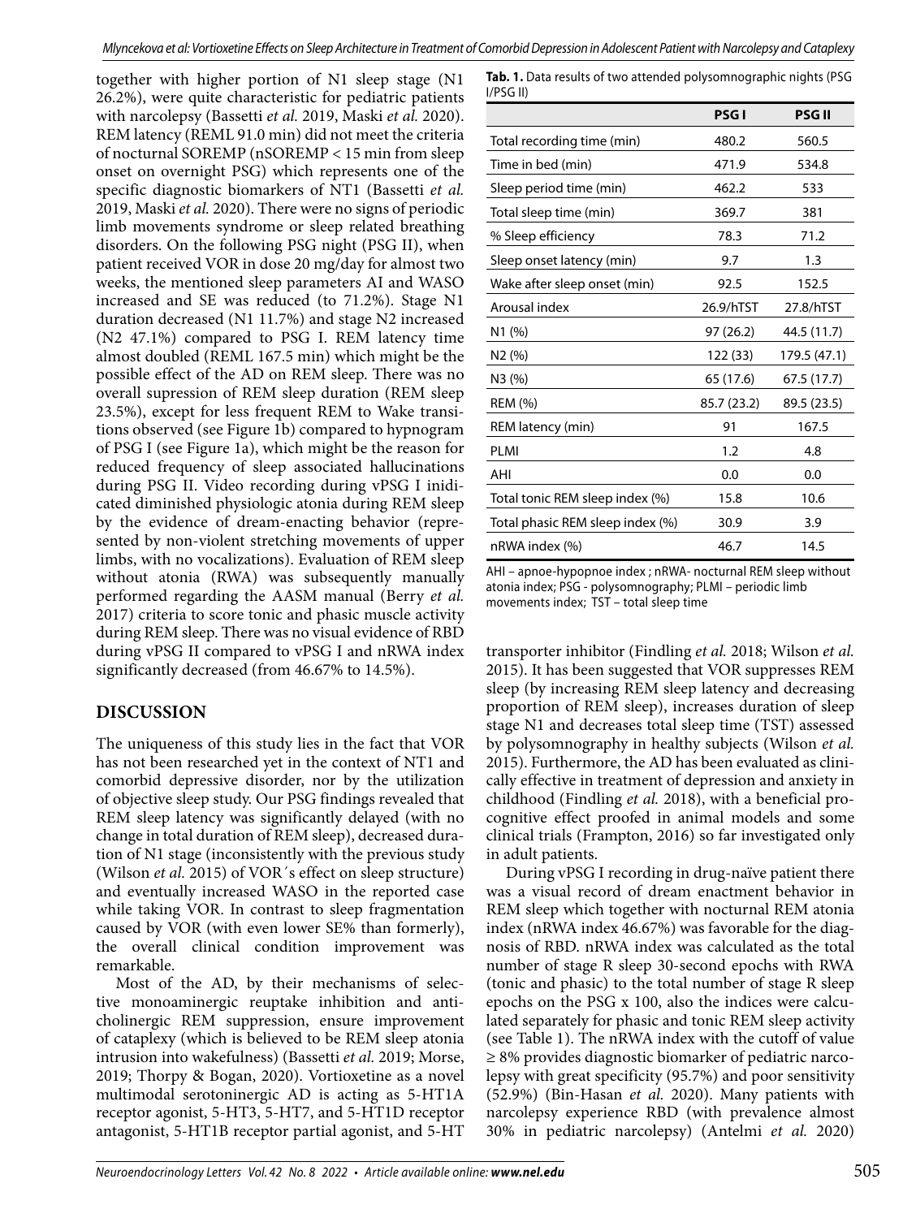together with higher portion of N1 sleep stage (N1 26.2%), were quite characteristic for pediatric patients with narcolepsy (Bassetti *et al.* 2019, Maski *et al.* 2020). REM latency (REML 91.0 min) did not meet the criteria of nocturnal SOREMP (nSOREMP < 15 min from sleep onset on overnight PSG) which represents one of the specific diagnostic biomarkers of NT1 (Bassetti *et al.* 2019, Maski *et al.* 2020). There were no signs of periodic limb movements syndrome or sleep related breathing disorders. On the following PSG night (PSG II), when patient received VOR in dose 20 mg/day for almost two weeks, the mentioned sleep parameters AI and WASO increased and SE was reduced (to 71.2%). Stage N1 duration decreased (N1 11.7%) and stage N2 increased (N2 47.1%) compared to PSG I. REM latency time almost doubled (REML 167.5 min) which might be the possible effect of the AD on REM sleep. There was no overall supression of REM sleep duration (REM sleep 23.5%), except for less frequent REM to Wake transitions observed (see Figure 1b) compared to hypnogram of PSG I (see Figure 1a), which might be the reason for reduced frequency of sleep associated hallucinations during PSG II. Video recording during vPSG I inidicated diminished physiologic atonia during REM sleep by the evidence of dream-enacting behavior (represented by non-violent stretching movements of upper limbs, with no vocalizations). Evaluation of REM sleep without atonia (RWA) was subsequently manually performed regarding the AASM manual (Berry *et al.* 2017) criteria to score tonic and phasic muscle activity during REM sleep. There was no visual evidence of RBD during vPSG II compared to vPSG I and nRWA index significantly decreased (from 46.67% to 14.5%).

**Tab. 1.** Data results of two attended polysomnographic nights (PSG I/PSG II)

| | PSG I | PSG II |
|---|---|---|
| Total recording time (min) | 480.2 | 560.5 |
| Time in bed (min) | 471.9 | 534.8 |
| Sleep period time (min) | 462.2 | 533 |
| Total sleep time (min) | 369.7 | 381 |
| % Sleep efficiency | 78.3 | 71.2 |
| Sleep onset latency (min) | 9.7 | 1.3 |
| Wake after sleep onset (min) | 92.5 | 152.5 |
| Arousal index | 26.9/hTST | 27.8/hTST |
| N1 (%) | 97 (26.2) | 44.5 (11.7) |
| N2 (%) | 122 (33) | 179.5 (47.1) |
| N3 (%) | 65 (17.6) | 67.5 (17.7) |
| REM (%) | 85.7 (23.2) | 89.5 (23.5) |
| REM latency (min) | 91 | 167.5 |
| PLMI | 1.2 | 4.8 |
| AHI | 0.0 | 0.0 |
| Total tonic REM sleep index (%) | 15.8 | 10.6 |
| Total phasic REM sleep index (%) | 30.9 | 3.9 |
| nRWA index (%) | 46.7 | 14.5 |

AHI – apnoe-hypopnoe index ; nRWA- nocturnal REM sleep without atonia index; PSG - polysomnography; PLMI – periodic limb movements index; TST – total sleep time

## DISCUSSION

The uniqueness of this study lies in the fact that VOR has not been researched yet in the context of NT1 and comorbid depressive disorder, nor by the utilization of objective sleep study. Our PSG findings revealed that REM sleep latency was significantly delayed (with no change in total duration of REM sleep), decreased duration of N1 stage (inconsistently with the previous study (Wilson *et al.* 2015) of VOR´s effect on sleep structure) and eventually increased WASO in the reported case while taking VOR. In contrast to sleep fragmentation caused by VOR (with even lower SE% than formerly), the overall clinical condition improvement was remarkable.

Most of the AD, by their mechanisms of selective monoaminergic reuptake inhibition and anticholinergic REM suppression, ensure improvement of cataplexy (which is believed to be REM sleep atonia intrusion into wakefulness) (Bassetti *et al.* 2019; Morse, 2019; Thorpy & Bogan, 2020). Vortioxetine as a novel multimodal serotoninergic AD is acting as 5-HT1A receptor agonist, 5-HT3, 5-HT7, and 5-HT1D receptor antagonist, 5-HT1B receptor partial agonist, and 5-HT transporter inhibitor (Findling *et al.* 2018; Wilson *et al.* 2015). It has been suggested that VOR suppresses REM sleep (by increasing REM sleep latency and decreasing proportion of REM sleep), increases duration of sleep stage N1 and decreases total sleep time (TST) assessed by polysomnography in healthy subjects (Wilson *et al.* 2015). Furthermore, the AD has been evaluated as clinically effective in treatment of depression and anxiety in childhood (Findling *et al.* 2018), with a beneficial procognitive effect proofed in animal models and some clinical trials (Frampton, 2016) so far investigated only in adult patients.

During vPSG I recording in drug-naïve patient there was a visual record of dream enactment behavior in REM sleep which together with nocturnal REM atonia index (nRWA index 46.67%) was favorable for the diagnosis of RBD. nRWA index was calculated as the total number of stage R sleep 30-second epochs with RWA (tonic and phasic) to the total number of stage R sleep epochs on the PSG x 100, also the indices were calculated separately for phasic and tonic REM sleep activity (see Table 1). The nRWA index with the cutoff of value ≥ 8% provides diagnostic biomarker of pediatric narcolepsy with great specificity (95.7%) and poor sensitivity (52.9%) (Bin-Hasan *et al.* 2020). Many patients with narcolepsy experience RBD (with prevalence almost 30% in pediatric narcolepsy) (Antelmi *et al.* 2020)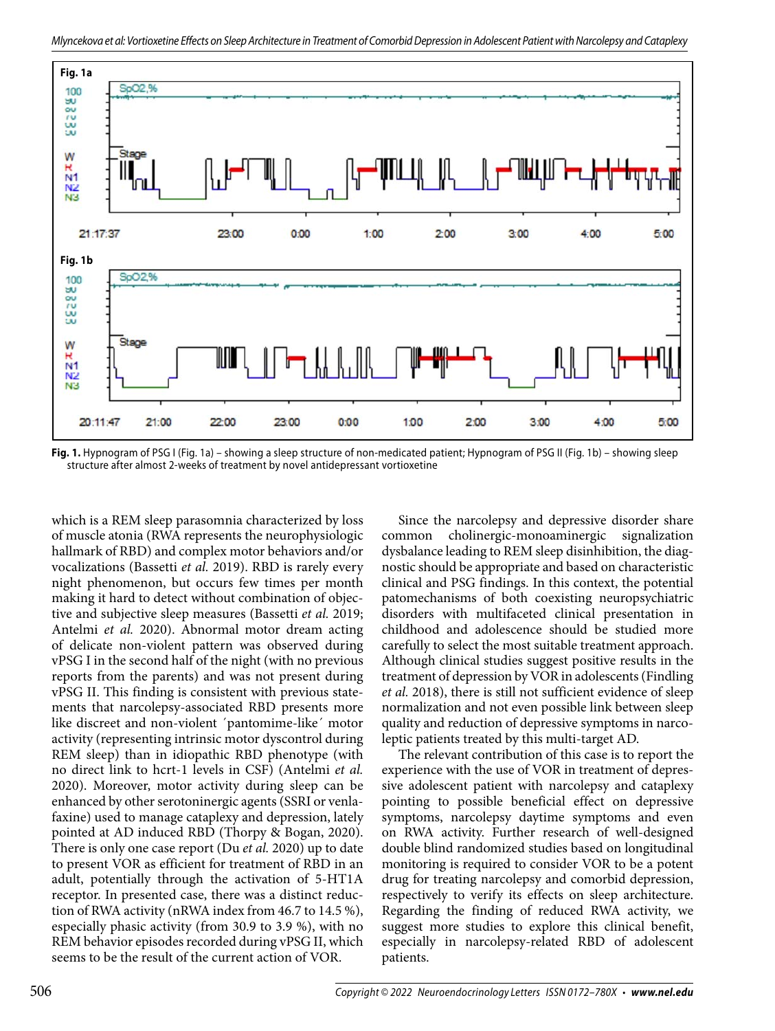Fig. 1. Hypnogram of PSG I (Fig. 1a) – showing a sleep structure of non-medicated patient; Hypnogram of PSG II (Fig. 1b) – showing sleep structure after almost 2-weeks of treatment by novel antidepressant vortioxetine

which is a REM sleep parasomnia characterized by loss of muscle atonia (RWA represents the neurophysiologic hallmark of RBD) and complex motor behaviors and/or vocalizations (Bassetti *et al.* 2019). RBD is rarely every night phenomenon, but occurs few times per month making it hard to detect without combination of objective and subjective sleep measures (Bassetti *et al.* 2019; Antelmi *et al.* 2020). Abnormal motor dream acting of delicate non-violent pattern was observed during vPSG I in the second half of the night (with no previous reports from the parents) and was not present during vPSG II. This finding is consistent with previous statements that narcolepsy-associated RBD presents more like discreet and non-violent ´pantomime-like´ motor activity (representing intrinsic motor dyscontrol during REM sleep) than in idiopathic RBD phenotype (with no direct link to hcrt-1 levels in CSF) (Antelmi *et al.* 2020). Moreover, motor activity during sleep can be enhanced by other serotoninergic agents (SSRI or venlafaxine) used to manage cataplexy and depression, lately pointed at AD induced RBD (Thorpy & Bogan, 2020). There is only one case report (Du *et al.* 2020) up to date to present VOR as efficient for treatment of RBD in an adult, potentially through the activation of 5-HT1A receptor. In presented case, there was a distinct reduction of RWA activity (nRWA index from 46.7 to 14.5 %), especially phasic activity (from 30.9 to 3.9 %), with no REM behavior episodes recorded during vPSG II, which seems to be the result of the current action of VOR.

Since the narcolepsy and depressive disorder share common cholinergic-monoaminergic signalization dysbalance leading to REM sleep disinhibition, the diagnostic should be appropriate and based on characteristic clinical and PSG findings. In this context, the potential patomechanisms of both coexisting neuropsychiatric disorders with multifaceted clinical presentation in childhood and adolescence should be studied more carefully to select the most suitable treatment approach. Although clinical studies suggest positive results in the treatment of depression by VOR in adolescents (Findling *et al.* 2018), there is still not sufficient evidence of sleep normalization and not even possible link between sleep quality and reduction of depressive symptoms in narcoleptic patients treated by this multi-target AD.

The relevant contribution of this case is to report the experience with the use of VOR in treatment of depressive adolescent patient with narcolepsy and cataplexy pointing to possible beneficial effect on depressive symptoms, narcolepsy daytime symptoms and even on RWA activity. Further research of well-designed double blind randomized studies based on longitudinal monitoring is required to consider VOR to be a potent drug for treating narcolepsy and comorbid depression, respectively to verify its effects on sleep architecture. Regarding the finding of reduced RWA activity, we suggest more studies to explore this clinical benefit, especially in narcolepsy-related RBD of adolescent patients.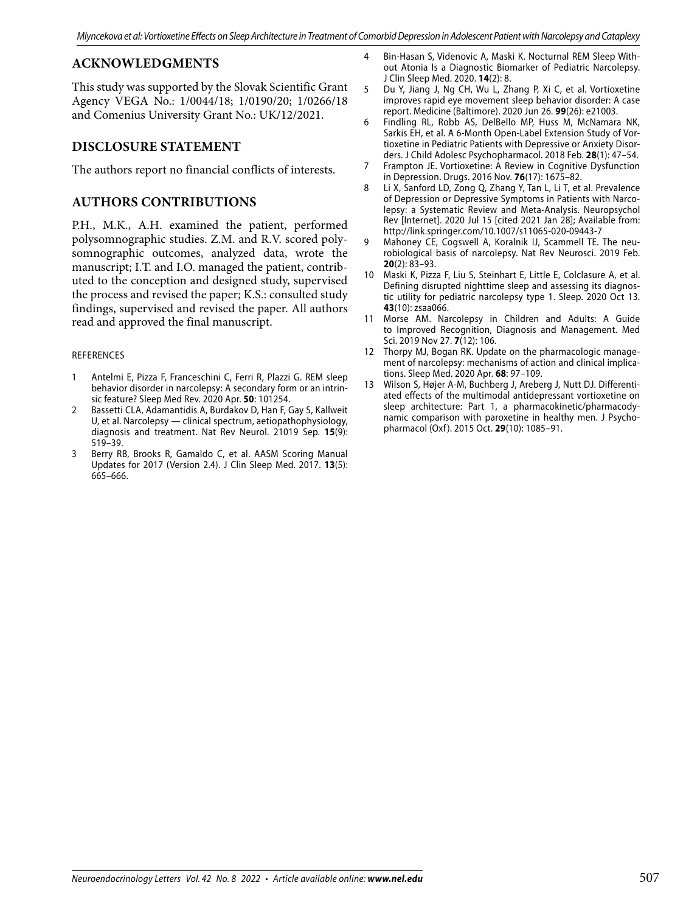## ACKNOWLEDGMENTS

This study was supported by the Slovak Scientific Grant Agency VEGA No.: 1/0044/18; 1/0190/20; 1/0266/18 and Comenius University Grant No.: UK/12/2021.

## DISCLOSURE STATEMENT

The authors report no financial conflicts of interests.

## AUTHORS CONTRIBUTIONS

P.H., M.K., A.H. examined the patient, performed polysomnographic studies. Z.M. and R.V. scored polysomnographic outcomes, analyzed data, wrote the manuscript; I.T. and I.O. managed the patient, contributed to the conception and designed study, supervised the process and revised the paper; K.S.: consulted study findings, supervised and revised the paper. All authors read and approved the final manuscript.

### REFERENCES

1. Antelmi E, Pizza F, Franceschini C, Ferri R, Plazzi G. REM sleep behavior disorder in narcolepsy: A secondary form or an intrinsic feature? Sleep Med Rev. 2020 Apr. **50**: 101254.
2. Bassetti CLA, Adamantidis A, Burdakov D, Han F, Gay S, Kallweit U, et al. Narcolepsy — clinical spectrum, aetiopathophysiology, diagnosis and treatment. Nat Rev Neurol. 21019 Sep. **15**(9): 519–39.
3. Berry RB, Brooks R, Gamaldo C, et al. AASM Scoring Manual Updates for 2017 (Version 2.4). J Clin Sleep Med. 2017. **13**(5): 665–666.
4. Bin-Hasan S, Videnovic A, Maski K. Nocturnal REM Sleep Without Atonia Is a Diagnostic Biomarker of Pediatric Narcolepsy. J Clin Sleep Med. 2020. **14**(2): 8.
5. Du Y, Jiang J, Ng CH, Wu L, Zhang P, Xi C, et al. Vortioxetine improves rapid eye movement sleep behavior disorder: A case report. Medicine (Baltimore). 2020 Jun 26. **99**(26): e21003.
6. Findling RL, Robb AS, DelBello MP, Huss M, McNamara NK, Sarkis EH, et al. A 6-Month Open-Label Extension Study of Vortioxetine in Pediatric Patients with Depressive or Anxiety Disorders. J Child Adolesc Psychopharmacol. 2018 Feb. **28**(1): 47–54.
7. Frampton JE. Vortioxetine: A Review in Cognitive Dysfunction in Depression. Drugs. 2016 Nov. **76**(17): 1675–82.
8. Li X, Sanford LD, Zong Q, Zhang Y, Tan L, Li T, et al. Prevalence of Depression or Depressive Symptoms in Patients with Narcolepsy: a Systematic Review and Meta-Analysis. Neuropsychol Rev [Internet]. 2020 Jul 15 [cited 2021 Jan 28]; Available from: http://link.springer.com/10.1007/s11065-020-09443-7
9. Mahoney CE, Cogswell A, Koralnik IJ, Scammell TE. The neurobiological basis of narcolepsy. Nat Rev Neurosci. 2019 Feb. **20**(2): 83–93.
10. Maski K, Pizza F, Liu S, Steinhart E, Little E, Colclasure A, et al. Defining disrupted nighttime sleep and assessing its diagnostic utility for pediatric narcolepsy type 1. Sleep. 2020 Oct 13. **43**(10): zsaa066.
11. Morse AM. Narcolepsy in Children and Adults: A Guide to Improved Recognition, Diagnosis and Management. Med Sci. 2019 Nov 27. **7**(12): 106.
12. Thorpy MJ, Bogan RK. Update on the pharmacologic management of narcolepsy: mechanisms of action and clinical implications. Sleep Med. 2020 Apr. **68**: 97–109.
13. Wilson S, Højer A-M, Buchberg J, Areberg J, Nutt DJ. Differentiated effects of the multimodal antidepressant vortioxetine on sleep architecture: Part 1, a pharmacokinetic/pharmacodynamic comparison with paroxetine in healthy men. J Psychopharmacol (Oxf). 2015 Oct. **29**(10): 1085–91.